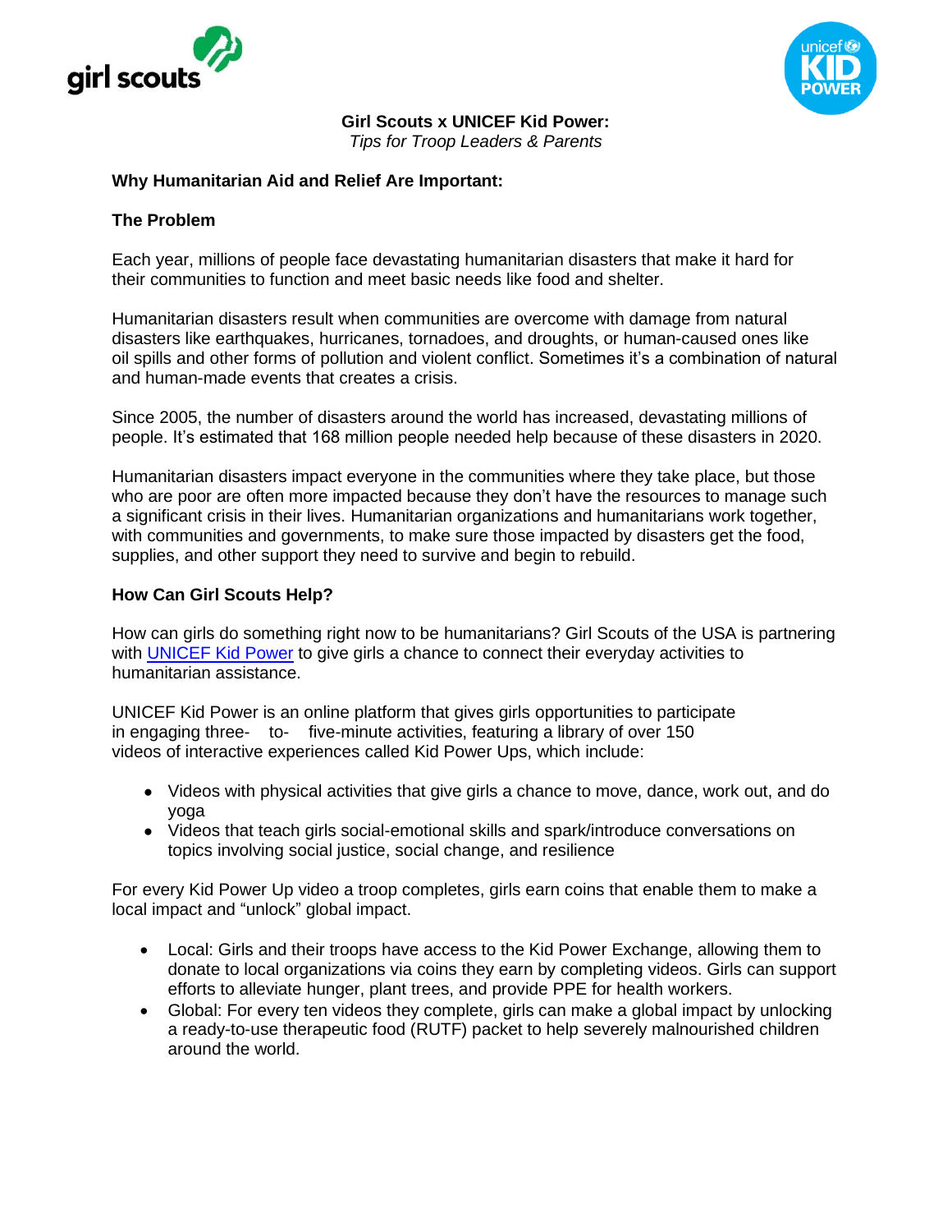**Girl Scouts x UNICEF Kid Power:**
*Tips for Troop Leaders & Parents*

## Why Humanitarian Aid and Relief Are Important:

### The Problem

Each year, millions of people face devastating humanitarian disasters that make it hard for their communities to function and meet basic needs like food and shelter.

Humanitarian disasters result when communities are overcome with damage from natural disasters like earthquakes, hurricanes, tornadoes, and droughts, or human-caused ones like oil spills and other forms of pollution and violent conflict. Sometimes it's a combination of natural and human-made events that creates a crisis.

Since 2005, the number of disasters around the world has increased, devastating millions of people. It's estimated that 168 million people needed help because of these disasters in 2020.

Humanitarian disasters impact everyone in the communities where they take place, but those who are poor are often more impacted because they don't have the resources to manage such a significant crisis in their lives. Humanitarian organizations and humanitarians work together, with communities and governments, to make sure those impacted by disasters get the food, supplies, and other support they need to survive and begin to rebuild.

### How Can Girl Scouts Help?

How can girls do something right now to be humanitarians? Girl Scouts of the USA is partnering with [UNICEF Kid Power] to give girls a chance to connect their everyday activities to humanitarian assistance.

UNICEF Kid Power is an online platform that gives girls opportunities to participate in engaging three- to- five-minute activities, featuring a library of over 150 videos of interactive experiences called Kid Power Ups, which include:

- Videos with physical activities that give girls a chance to move, dance, work out, and do yoga
- Videos that teach girls social-emotional skills and spark/introduce conversations on topics involving social justice, social change, and resilience

For every Kid Power Up video a troop completes, girls earn coins that enable them to make a local impact and "unlock" global impact.

- Local: Girls and their troops have access to the Kid Power Exchange, allowing them to donate to local organizations via coins they earn by completing videos. Girls can support efforts to alleviate hunger, plant trees, and provide PPE for health workers.
- Global: For every ten videos they complete, girls can make a global impact by unlocking a ready-to-use therapeutic food (RUTF) packet to help severely malnourished children around the world.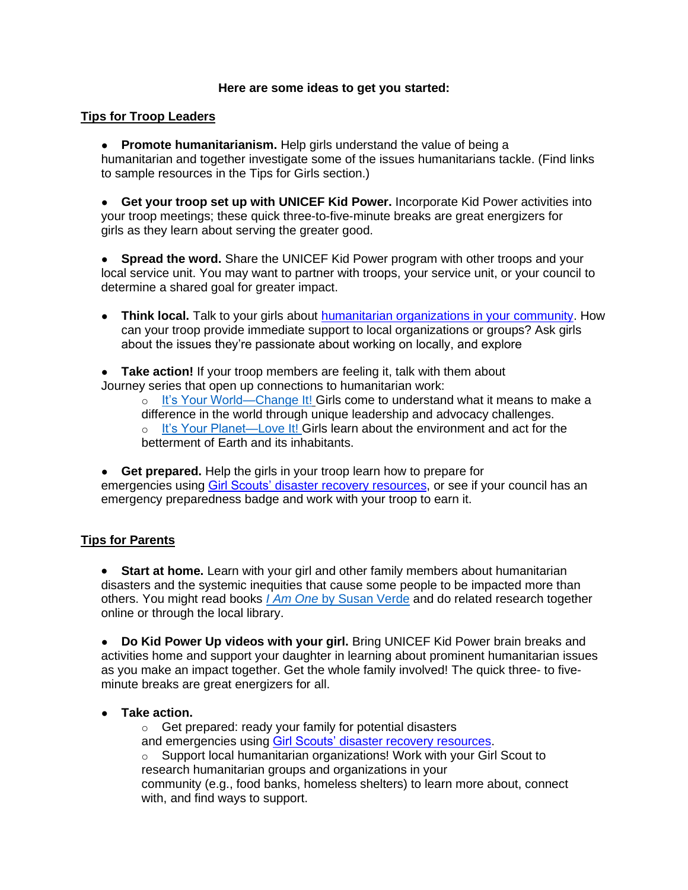**Here are some ideas to get you started:**

## Tips for Troop Leaders

- **Promote humanitarianism.** Help girls understand the value of being a humanitarian and together investigate some of the issues humanitarians tackle. (Find links to sample resources in the Tips for Girls section.)

- **Get your troop set up with UNICEF Kid Power.** Incorporate Kid Power activities into your troop meetings; these quick three-to-five-minute breaks are great energizers for girls as they learn about serving the greater good.

- **Spread the word.** Share the UNICEF Kid Power program with other troops and your local service unit. You may want to partner with troops, your service unit, or your council to determine a shared goal for greater impact.

- **Think local.** Talk to your girls about humanitarian organizations in your community. How can your troop provide immediate support to local organizations or groups? Ask girls about the issues they're passionate about working on locally, and explore

- **Take action!** If your troop members are feeling it, talk with them about Journey series that open up connections to humanitarian work:
  - It's Your World—Change It! Girls come to understand what it means to make a difference in the world through unique leadership and advocacy challenges.
  - It's Your Planet—Love It! Girls learn about the environment and act for the betterment of Earth and its inhabitants.

- **Get prepared.** Help the girls in your troop learn how to prepare for emergencies using Girl Scouts' disaster recovery resources, or see if your council has an emergency preparedness badge and work with your troop to earn it.

## Tips for Parents

- **Start at home.** Learn with your girl and other family members about humanitarian disasters and the systemic inequities that cause some people to be impacted more than others. You might read books *I Am One* by Susan Verde and do related research together online or through the local library.

- **Do Kid Power Up videos with your girl.** Bring UNICEF Kid Power brain breaks and activities home and support your daughter in learning about prominent humanitarian issues as you make an impact together. Get the whole family involved! The quick three- to five-minute breaks are great energizers for all.

- **Take action.**
  - Get prepared: ready your family for potential disasters and emergencies using Girl Scouts' disaster recovery resources.
  - Support local humanitarian organizations! Work with your Girl Scout to research humanitarian groups and organizations in your community (e.g., food banks, homeless shelters) to learn more about, connect with, and find ways to support.